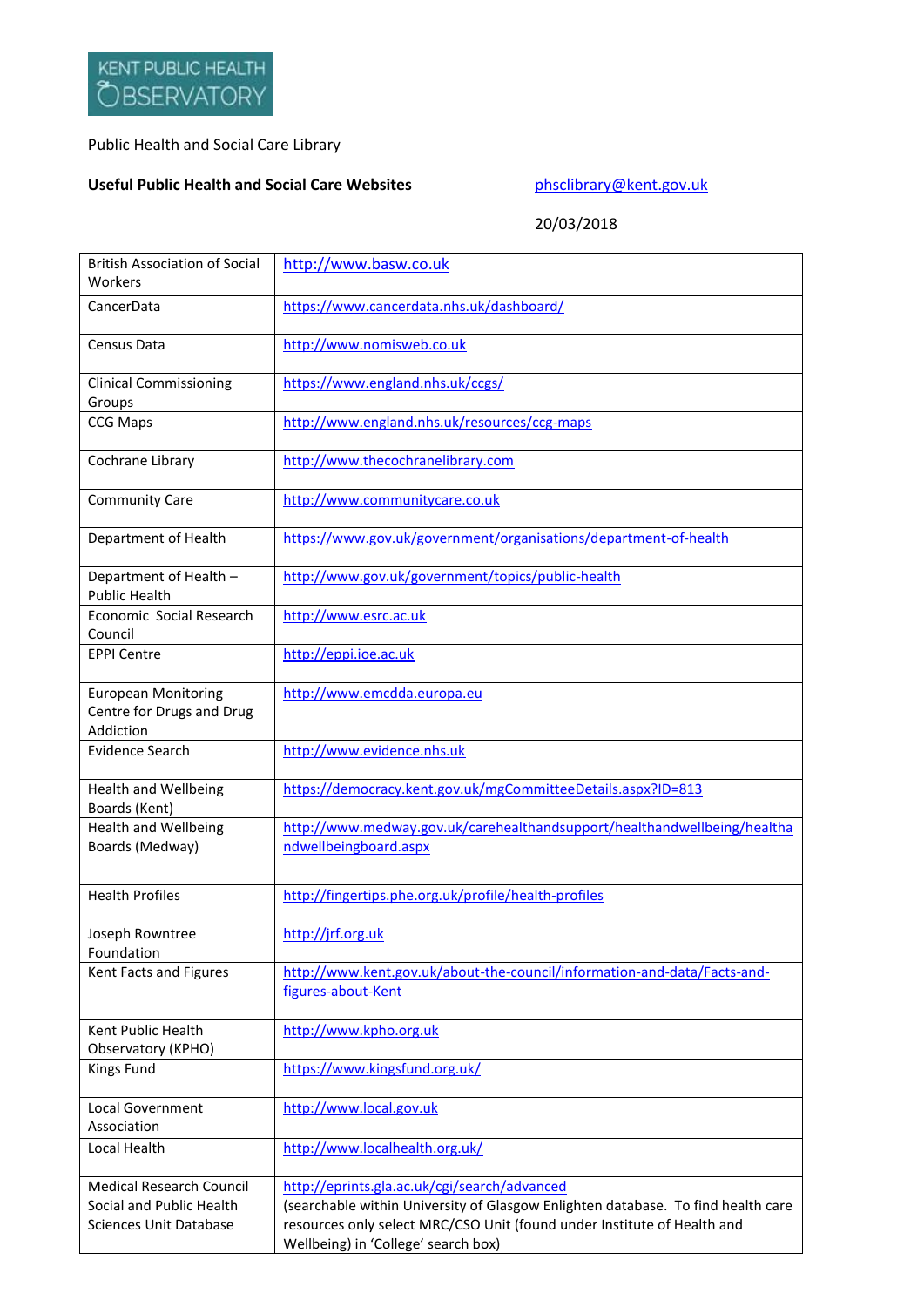KENT PUBLIC HEALTH OBSERVATORY

Public Health and Social Care Library

**Useful Public Health and Social Care Websites** phsclibrary@kent.gov.uk

20/03/2018

| | |
|---|---|
| British Association of Social Workers | http://www.basw.co.uk |
| CancerData | https://www.cancerdata.nhs.uk/dashboard/ |
| Census Data | http://www.nomisweb.co.uk |
| Clinical Commissioning Groups | https://www.england.nhs.uk/ccgs/ |
| CCG Maps | http://www.england.nhs.uk/resources/ccg-maps |
| Cochrane Library | http://www.thecochranelibrary.com |
| Community Care | http://www.communitycare.co.uk |
| Department of Health | https://www.gov.uk/government/organisations/department-of-health |
| Department of Health – Public Health | http://www.gov.uk/government/topics/public-health |
| Economic Social Research Council | http://www.esrc.ac.uk |
| EPPI Centre | http://eppi.ioe.ac.uk |
| European Monitoring Centre for Drugs and Drug Addiction | http://www.emcdda.europa.eu |
| Evidence Search | http://www.evidence.nhs.uk |
| Health and Wellbeing Boards (Kent) | https://democracy.kent.gov.uk/mgCommitteeDetails.aspx?ID=813 |
| Health and Wellbeing Boards (Medway) | http://www.medway.gov.uk/carehealthandsupport/healthandwellbeing/healthandwellbeingboard.aspx |
| Health Profiles | http://fingertips.phe.org.uk/profile/health-profiles |
| Joseph Rowntree Foundation | http://jrf.org.uk |
| Kent Facts and Figures | http://www.kent.gov.uk/about-the-council/information-and-data/Facts-and-figures-about-Kent |
| Kent Public Health Observatory (KPHO) | http://www.kpho.org.uk |
| Kings Fund | https://www.kingsfund.org.uk/ |
| Local Government Association | http://www.local.gov.uk |
| Local Health | http://www.localhealth.org.uk/ |
| Medical Research Council Social and Public Health Sciences Unit Database | http://eprints.gla.ac.uk/cgi/search/advanced (searchable within University of Glasgow Enlighten database. To find health care resources only select MRC/CSO Unit (found under Institute of Health and Wellbeing) in 'College' search box) |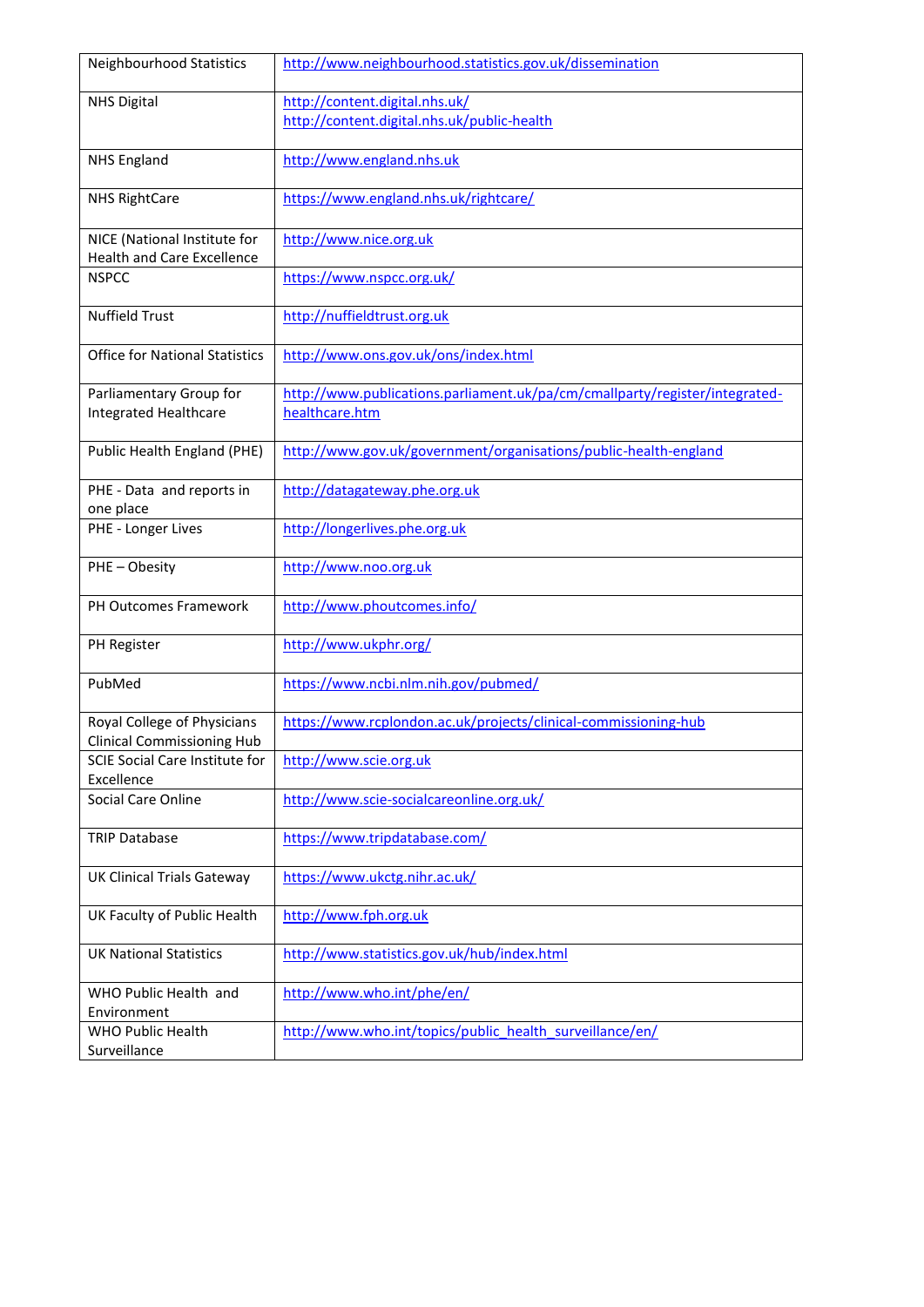| | |
|---|---|
| Neighbourhood Statistics | http://www.neighbourhood.statistics.gov.uk/dissemination |
| NHS Digital | http://content.digital.nhs.uk/<br>http://content.digital.nhs.uk/public-health |
| NHS England | http://www.england.nhs.uk |
| NHS RightCare | https://www.england.nhs.uk/rightcare/ |
| NICE (National Institute for Health and Care Excellence | http://www.nice.org.uk |
| NSPCC | https://www.nspcc.org.uk/ |
| Nuffield Trust | http://nuffieldtrust.org.uk |
| Office for National Statistics | http://www.ons.gov.uk/ons/index.html |
| Parliamentary Group for Integrated Healthcare | http://www.publications.parliament.uk/pa/cm/cmallparty/register/integrated-healthcare.htm |
| Public Health England (PHE) | http://www.gov.uk/government/organisations/public-health-england |
| PHE - Data and reports in one place | http://datagateway.phe.org.uk |
| PHE - Longer Lives | http://longerlives.phe.org.uk |
| PHE – Obesity | http://www.noo.org.uk |
| PH Outcomes Framework | http://www.phoutcomes.info/ |
| PH Register | http://www.ukphr.org/ |
| PubMed | https://www.ncbi.nlm.nih.gov/pubmed/ |
| Royal College of Physicians Clinical Commissioning Hub | https://www.rcplondon.ac.uk/projects/clinical-commissioning-hub |
| SCIE Social Care Institute for Excellence | http://www.scie.org.uk |
| Social Care Online | http://www.scie-socialcareonline.org.uk/ |
| TRIP Database | https://www.tripdatabase.com/ |
| UK Clinical Trials Gateway | https://www.ukctg.nihr.ac.uk/ |
| UK Faculty of Public Health | http://www.fph.org.uk |
| UK National Statistics | http://www.statistics.gov.uk/hub/index.html |
| WHO Public Health and Environment | http://www.who.int/phe/en/ |
| WHO Public Health Surveillance | http://www.who.int/topics/public_health_surveillance/en/ |